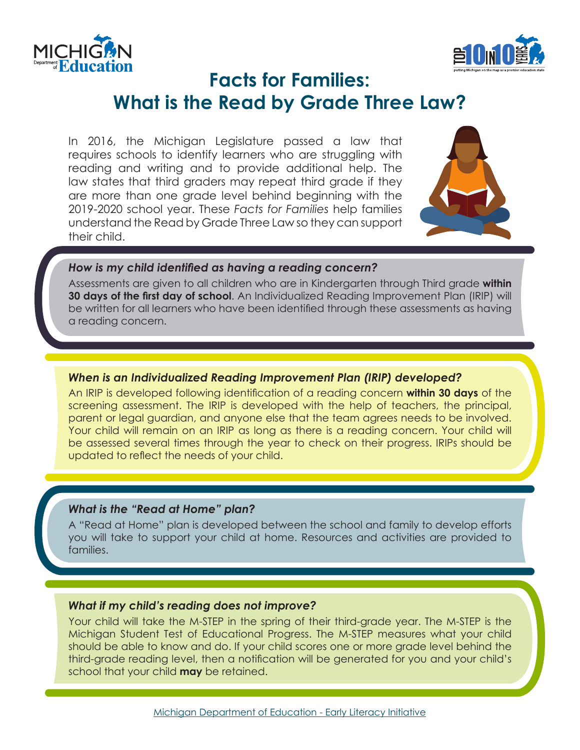# Facts for Families: What is the Read by Grade Three Law?

In 2016, the Michigan Legislature passed a law that requires schools to identify learners who are struggling with reading and writing and to provide additional help. The law states that third graders may repeat third grade if they are more than one grade level behind beginning with the 2019-2020 school year. These *Facts for Families* help families understand the Read by Grade Three Law so they can support their child.

### *How is my child identified as having a reading concern?*

Assessments are given to all children who are in Kindergarten through Third grade **within 30 days of the first day of school**. An Individualized Reading Improvement Plan (IRIP) will be written for all learners who have been identified through these assessments as having a reading concern.

### *When is an Individualized Reading Improvement Plan (IRIP) developed?*

An IRIP is developed following identification of a reading concern **within 30 days** of the screening assessment. The IRIP is developed with the help of teachers, the principal, parent or legal guardian, and anyone else that the team agrees needs to be involved. Your child will remain on an IRIP as long as there is a reading concern. Your child will be assessed several times through the year to check on their progress. IRIPs should be updated to reflect the needs of your child.

### *What is the "Read at Home" plan?*

A "Read at Home" plan is developed between the school and family to develop efforts you will take to support your child at home. Resources and activities are provided to families.

### *What if my child's reading does not improve?*

Your child will take the M-STEP in the spring of their third-grade year. The M-STEP is the Michigan Student Test of Educational Progress. The M-STEP measures what your child should be able to know and do. If your child scores one or more grade level behind the third-grade reading level, then a notification will be generated for you and your child's school that your child **may** be retained.

Michigan Department of Education - Early Literacy Initiative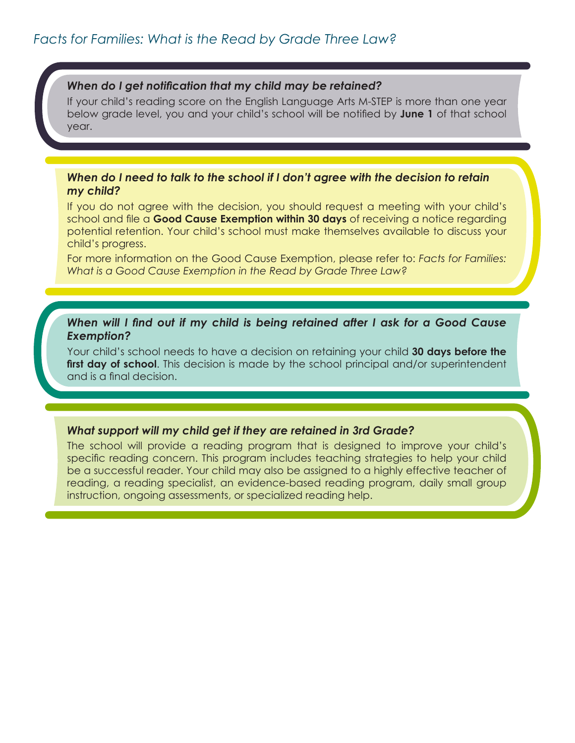*Facts for Families: What is the Read by Grade Three Law?*

***When do I get notification that my child may be retained?***

If your child's reading score on the English Language Arts M-STEP is more than one year below grade level, you and your child's school will be notified by **June 1** of that school year.

***When do I need to talk to the school if I don't agree with the decision to retain my child?***

If you do not agree with the decision, you should request a meeting with your child's school and file a **Good Cause Exemption within 30 days** of receiving a notice regarding potential retention. Your child's school must make themselves available to discuss your child's progress.

For more information on the Good Cause Exemption, please refer to: *Facts for Families: What is a Good Cause Exemption in the Read by Grade Three Law?*

***When will I find out if my child is being retained after I ask for a Good Cause Exemption?***

Your child's school needs to have a decision on retaining your child **30 days before the first day of school**. This decision is made by the school principal and/or superintendent and is a final decision.

***What support will my child get if they are retained in 3rd Grade?***

The school will provide a reading program that is designed to improve your child's specific reading concern. This program includes teaching strategies to help your child be a successful reader. Your child may also be assigned to a highly effective teacher of reading, a reading specialist, an evidence-based reading program, daily small group instruction, ongoing assessments, or specialized reading help.